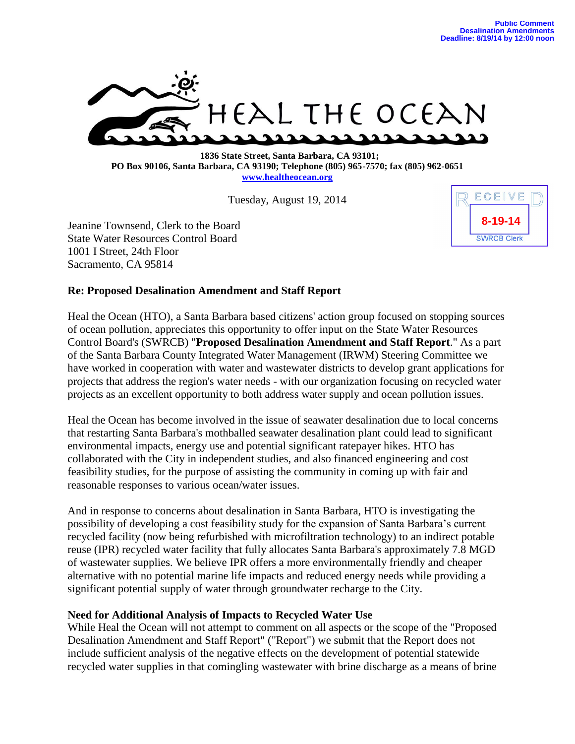**Public Comment**
**Desalination Amendments**
**Deadline: 8/19/14 by 12:00 noon**

HEAL THE OCEAN

**1836 State Street, Santa Barbara, CA 93101;**
**PO Box 90106, Santa Barbara, CA 93190; Telephone (805) 965-7570; fax (805) 962-0651**
**www.healtheocean.org**

Tuesday, August 19, 2014

RECEIVED
8-19-14
SWRCB Clerk

Jeanine Townsend, Clerk to the Board
State Water Resources Control Board
1001 I Street, 24th Floor
Sacramento, CA 95814

**Re: Proposed Desalination Amendment and Staff Report**

Heal the Ocean (HTO), a Santa Barbara based citizens' action group focused on stopping sources of ocean pollution, appreciates this opportunity to offer input on the State Water Resources Control Board's (SWRCB) "**Proposed Desalination Amendment and Staff Report**." As a part of the Santa Barbara County Integrated Water Management (IRWM) Steering Committee we have worked in cooperation with water and wastewater districts to develop grant applications for projects that address the region's water needs - with our organization focusing on recycled water projects as an excellent opportunity to both address water supply and ocean pollution issues.

Heal the Ocean has become involved in the issue of seawater desalination due to local concerns that restarting Santa Barbara's mothballed seawater desalination plant could lead to significant environmental impacts, energy use and potential significant ratepayer hikes. HTO has collaborated with the City in independent studies, and also financed engineering and cost feasibility studies, for the purpose of assisting the community in coming up with fair and reasonable responses to various ocean/water issues.

And in response to concerns about desalination in Santa Barbara, HTO is investigating the possibility of developing a cost feasibility study for the expansion of Santa Barbara's current recycled facility (now being refurbished with microfiltration technology) to an indirect potable reuse (IPR) recycled water facility that fully allocates Santa Barbara's approximately 7.8 MGD of wastewater supplies. We believe IPR offers a more environmentally friendly and cheaper alternative with no potential marine life impacts and reduced energy needs while providing a significant potential supply of water through groundwater recharge to the City.

**Need for Additional Analysis of Impacts to Recycled Water Use**

While Heal the Ocean will not attempt to comment on all aspects or the scope of the "Proposed Desalination Amendment and Staff Report" ("Report") we submit that the Report does not include sufficient analysis of the negative effects on the development of potential statewide recycled water supplies in that comingling wastewater with brine discharge as a means of brine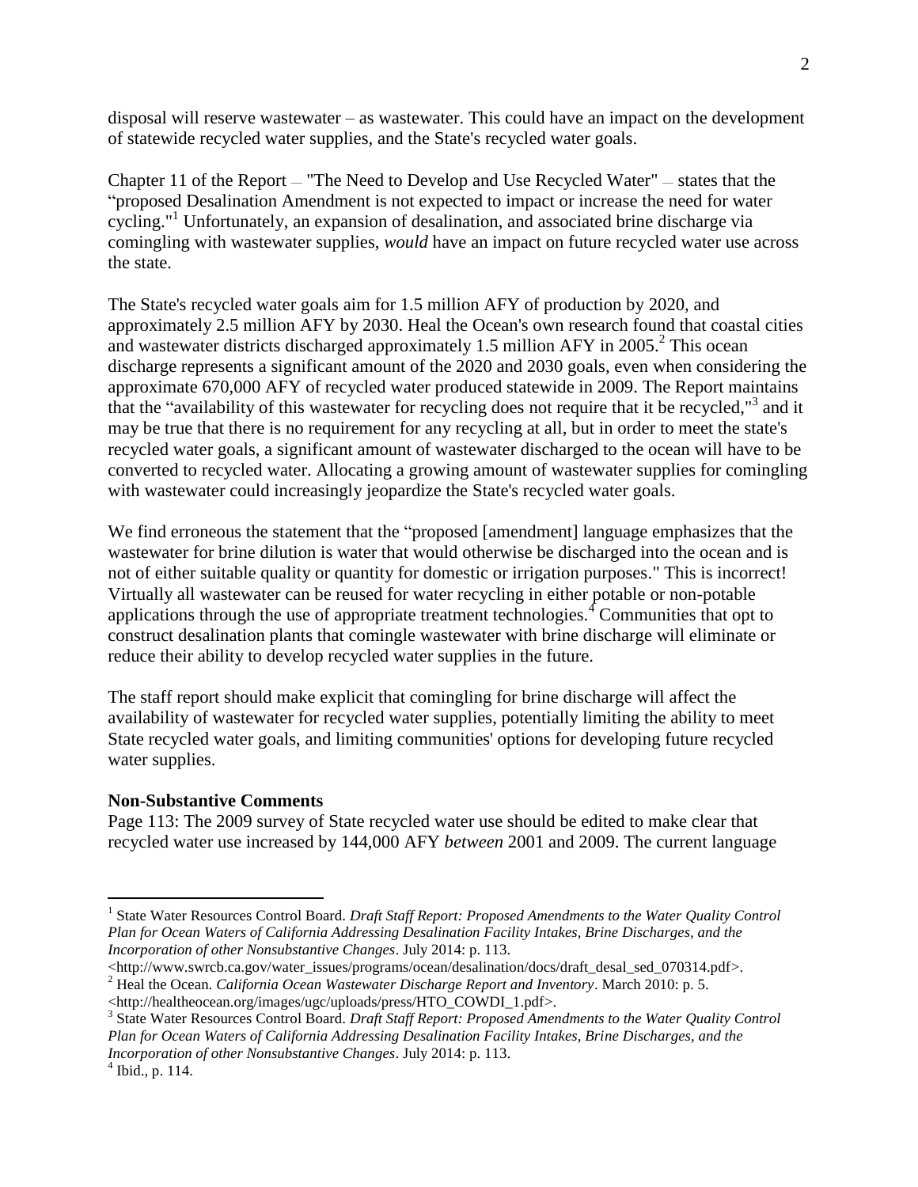disposal will reserve wastewater – as wastewater. This could have an impact on the development of statewide recycled water supplies, and the State's recycled water goals.

Chapter 11 of the Report – "The Need to Develop and Use Recycled Water" – states that the "proposed Desalination Amendment is not expected to impact or increase the need for water cycling."[1] Unfortunately, an expansion of desalination, and associated brine discharge via comingling with wastewater supplies, *would* have an impact on future recycled water use across the state.

The State's recycled water goals aim for 1.5 million AFY of production by 2020, and approximately 2.5 million AFY by 2030. Heal the Ocean's own research found that coastal cities and wastewater districts discharged approximately 1.5 million AFY in 2005.[2] This ocean discharge represents a significant amount of the 2020 and 2030 goals, even when considering the approximate 670,000 AFY of recycled water produced statewide in 2009. The Report maintains that the "availability of this wastewater for recycling does not require that it be recycled,"[3] and it may be true that there is no requirement for any recycling at all, but in order to meet the state's recycled water goals, a significant amount of wastewater discharged to the ocean will have to be converted to recycled water. Allocating a growing amount of wastewater supplies for comingling with wastewater could increasingly jeopardize the State's recycled water goals.

We find erroneous the statement that the "proposed [amendment] language emphasizes that the wastewater for brine dilution is water that would otherwise be discharged into the ocean and is not of either suitable quality or quantity for domestic or irrigation purposes." This is incorrect! Virtually all wastewater can be reused for water recycling in either potable or non-potable applications through the use of appropriate treatment technologies.[4] Communities that opt to construct desalination plants that comingle wastewater with brine discharge will eliminate or reduce their ability to develop recycled water supplies in the future.

The staff report should make explicit that comingling for brine discharge will affect the availability of wastewater for recycled water supplies, potentially limiting the ability to meet State recycled water goals, and limiting communities' options for developing future recycled water supplies.

**Non-Substantive Comments**

Page 113: The 2009 survey of State recycled water use should be edited to make clear that recycled water use increased by 144,000 AFY *between* 2001 and 2009. The current language

---

[1] State Water Resources Control Board. *Draft Staff Report: Proposed Amendments to the Water Quality Control Plan for Ocean Waters of California Addressing Desalination Facility Intakes, Brine Discharges, and the Incorporation of other Nonsubstantive Changes*. July 2014: p. 113. <http://www.swrcb.ca.gov/water_issues/programs/ocean/desalination/docs/draft_desal_sed_070314.pdf>.

[2] Heal the Ocean. *California Ocean Wastewater Discharge Report and Inventory*. March 2010: p. 5. <http://healtheocean.org/images/ugc/uploads/press/HTO_COWDI_1.pdf>.

[3] State Water Resources Control Board. *Draft Staff Report: Proposed Amendments to the Water Quality Control Plan for Ocean Waters of California Addressing Desalination Facility Intakes, Brine Discharges, and the Incorporation of other Nonsubstantive Changes*. July 2014: p. 113.

[4] Ibid., p. 114.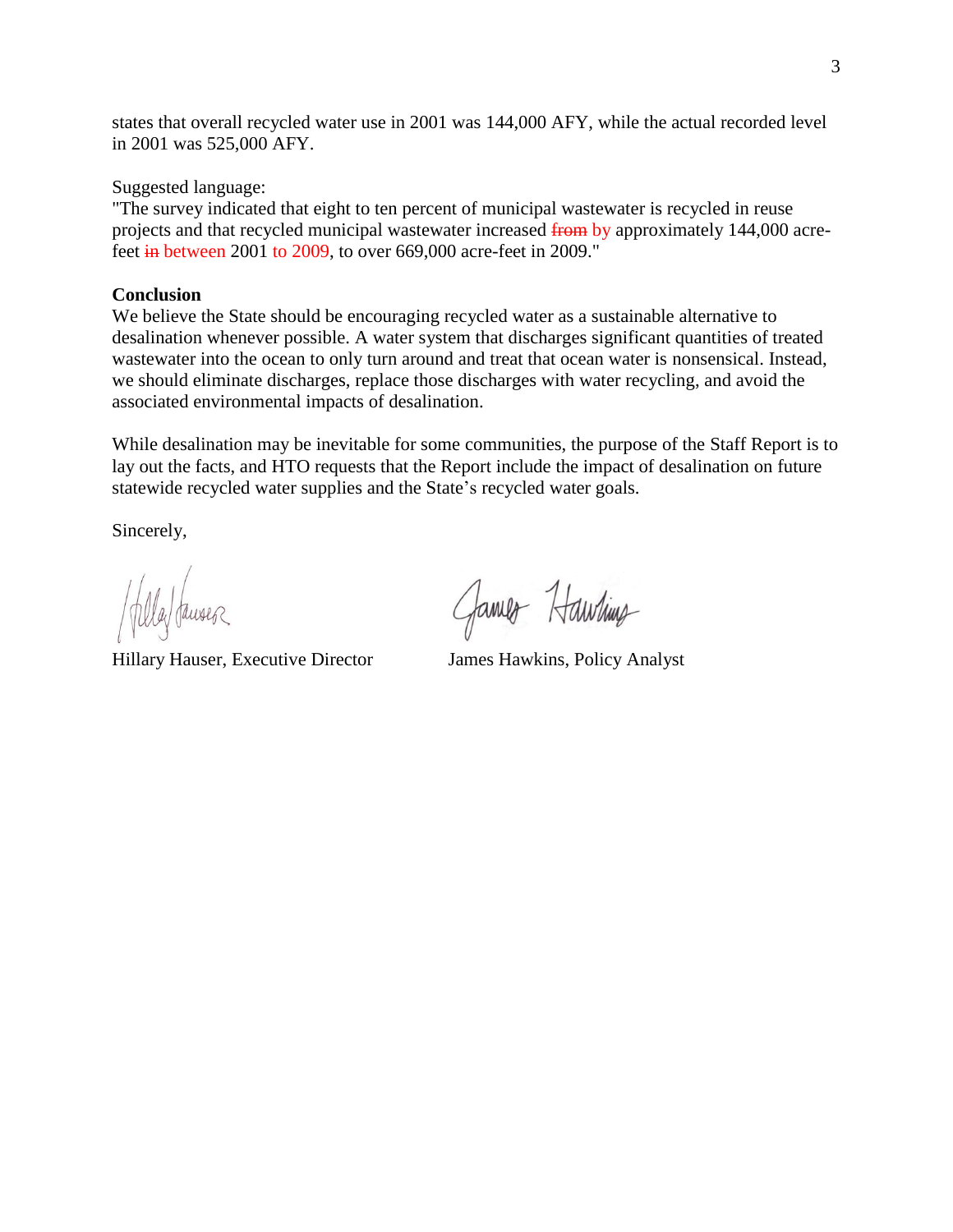states that overall recycled water use in 2001 was 144,000 AFY, while the actual recorded level in 2001 was 525,000 AFY.

Suggested language:
"The survey indicated that eight to ten percent of municipal wastewater is recycled in reuse projects and that recycled municipal wastewater increased ~~from~~ by approximately 144,000 acre-feet ~~in~~ between 2001 to 2009, to over 669,000 acre-feet in 2009."

**Conclusion**

We believe the State should be encouraging recycled water as a sustainable alternative to desalination whenever possible. A water system that discharges significant quantities of treated wastewater into the ocean to only turn around and treat that ocean water is nonsensical. Instead, we should eliminate discharges, replace those discharges with water recycling, and avoid the associated environmental impacts of desalination.

While desalination may be inevitable for some communities, the purpose of the Staff Report is to lay out the facts, and HTO requests that the Report include the impact of desalination on future statewide recycled water supplies and the State's recycled water goals.

Sincerely,

Hillary Hauser, Executive Director

James Hawkins, Policy Analyst